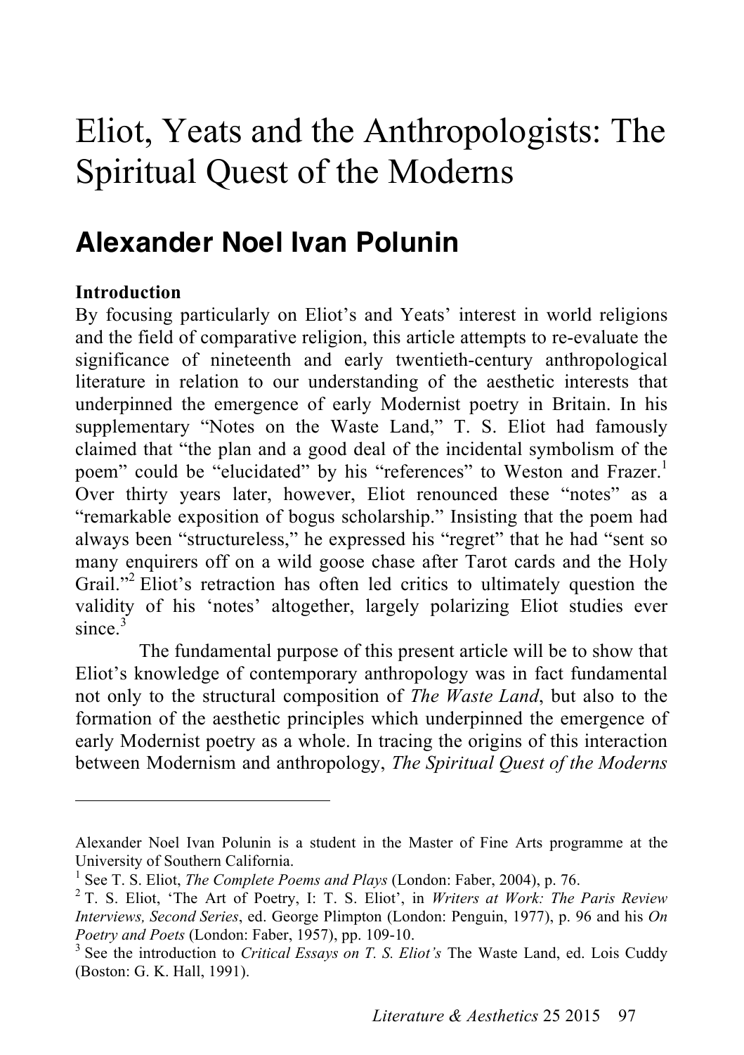# Eliot, Yeats and the Anthropologists: The Spiritual Quest of the Moderns

## Alexander Noel Ivan Polunin

**Introduction**

By focusing particularly on Eliot's and Yeats' interest in world religions and the field of comparative religion, this article attempts to re-evaluate the significance of nineteenth and early twentieth-century anthropological literature in relation to our understanding of the aesthetic interests that underpinned the emergence of early Modernist poetry in Britain. In his supplementary "Notes on the Waste Land," T. S. Eliot had famously claimed that "the plan and a good deal of the incidental symbolism of the poem" could be "elucidated" by his "references" to Weston and Frazer.[1] Over thirty years later, however, Eliot renounced these "notes" as a "remarkable exposition of bogus scholarship." Insisting that the poem had always been "structureless," he expressed his "regret" that he had "sent so many enquirers off on a wild goose chase after Tarot cards and the Holy Grail."[2] Eliot's retraction has often led critics to ultimately question the validity of his 'notes' altogether, largely polarizing Eliot studies ever since.[3]

The fundamental purpose of this present article will be to show that Eliot's knowledge of contemporary anthropology was in fact fundamental not only to the structural composition of *The Waste Land*, but also to the formation of the aesthetic principles which underpinned the emergence of early Modernist poetry as a whole. In tracing the origins of this interaction between Modernism and anthropology, *The Spiritual Quest of the Moderns*

---

Alexander Noel Ivan Polunin is a student in the Master of Fine Arts programme at the University of Southern California.

[1] See T. S. Eliot, *The Complete Poems and Plays* (London: Faber, 2004), p. 76.

[2] T. S. Eliot, 'The Art of Poetry, I: T. S. Eliot', in *Writers at Work: The Paris Review Interviews, Second Series*, ed. George Plimpton (London: Penguin, 1977), p. 96 and his *On Poetry and Poets* (London: Faber, 1957), pp. 109-10.

[3] See the introduction to *Critical Essays on T. S. Eliot's* The Waste Land, ed. Lois Cuddy (Boston: G. K. Hall, 1991).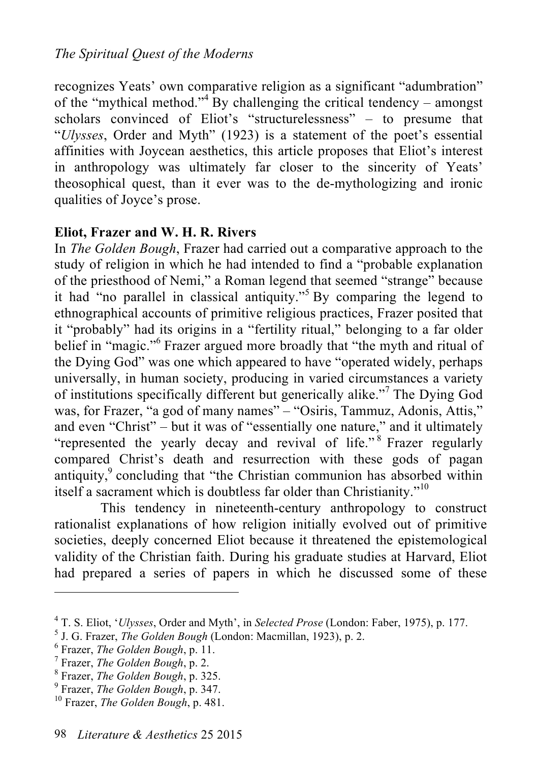recognizes Yeats' own comparative religion as a significant "adumbration" of the "mythical method."[4] By challenging the critical tendency – amongst scholars convinced of Eliot's "structurelessness" – to presume that "*Ulysses*, Order and Myth" (1923) is a statement of the poet's essential affinities with Joycean aesthetics, this article proposes that Eliot's interest in anthropology was ultimately far closer to the sincerity of Yeats' theosophical quest, than it ever was to the de-mythologizing and ironic qualities of Joyce's prose.

**Eliot, Frazer and W. H. R. Rivers**

In *The Golden Bough*, Frazer had carried out a comparative approach to the study of religion in which he had intended to find a "probable explanation of the priesthood of Nemi," a Roman legend that seemed "strange" because it had "no parallel in classical antiquity."[5] By comparing the legend to ethnographical accounts of primitive religious practices, Frazer posited that it "probably" had its origins in a "fertility ritual," belonging to a far older belief in "magic."[6] Frazer argued more broadly that "the myth and ritual of the Dying God" was one which appeared to have "operated widely, perhaps universally, in human society, producing in varied circumstances a variety of institutions specifically different but generically alike."[7] The Dying God was, for Frazer, "a god of many names" – "Osiris, Tammuz, Adonis, Attis," and even "Christ" – but it was of "essentially one nature," and it ultimately "represented the yearly decay and revival of life."[8] Frazer regularly compared Christ's death and resurrection with these gods of pagan antiquity,[9] concluding that "the Christian communion has absorbed within itself a sacrament which is doubtless far older than Christianity."[10]

This tendency in nineteenth-century anthropology to construct rationalist explanations of how religion initially evolved out of primitive societies, deeply concerned Eliot because it threatened the epistemological validity of the Christian faith. During his graduate studies at Harvard, Eliot had prepared a series of papers in which he discussed some of these

---

[4] T. S. Eliot, '*Ulysses*, Order and Myth', in *Selected Prose* (London: Faber, 1975), p. 177.

[5] J. G. Frazer, *The Golden Bough* (London: Macmillan, 1923), p. 2.

[6] Frazer, *The Golden Bough*, p. 11.

[7] Frazer, *The Golden Bough*, p. 2.

[8] Frazer, *The Golden Bough*, p. 325.

[9] Frazer, *The Golden Bough*, p. 347.

[10] Frazer, *The Golden Bough*, p. 481.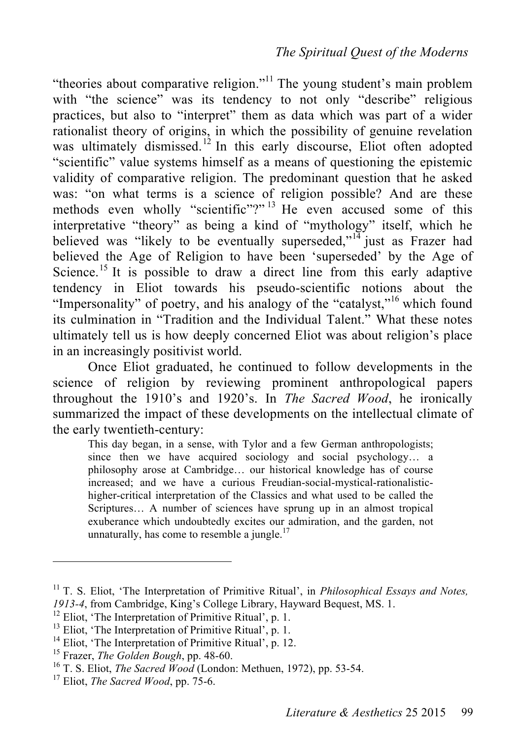"theories about comparative religion."[11] The young student's main problem with "the science" was its tendency to not only "describe" religious practices, but also to "interpret" them as data which was part of a wider rationalist theory of origins, in which the possibility of genuine revelation was ultimately dismissed.[12] In this early discourse, Eliot often adopted "scientific" value systems himself as a means of questioning the epistemic validity of comparative religion. The predominant question that he asked was: "on what terms is a science of religion possible? And are these methods even wholly "scientific"?"[13] He even accused some of this interpretative "theory" as being a kind of "mythology" itself, which he believed was "likely to be eventually superseded,"[14] just as Frazer had believed the Age of Religion to have been 'superseded' by the Age of Science.[15] It is possible to draw a direct line from this early adaptive tendency in Eliot towards his pseudo-scientific notions about the "Impersonality" of poetry, and his analogy of the "catalyst,"[16] which found its culmination in "Tradition and the Individual Talent." What these notes ultimately tell us is how deeply concerned Eliot was about religion's place in an increasingly positivist world.

Once Eliot graduated, he continued to follow developments in the science of religion by reviewing prominent anthropological papers throughout the 1910's and 1920's. In *The Sacred Wood*, he ironically summarized the impact of these developments on the intellectual climate of the early twentieth-century:

> This day began, in a sense, with Tylor and a few German anthropologists; since then we have acquired sociology and social psychology… a philosophy arose at Cambridge… our historical knowledge has of course increased; and we have a curious Freudian-social-mystical-rationalistic-higher-critical interpretation of the Classics and what used to be called the Scriptures… A number of sciences have sprung up in an almost tropical exuberance which undoubtedly excites our admiration, and the garden, not unnaturally, has come to resemble a jungle.[17]

---

[11] T. S. Eliot, 'The Interpretation of Primitive Ritual', in *Philosophical Essays and Notes, 1913-4*, from Cambridge, King's College Library, Hayward Bequest, MS. 1.
[12] Eliot, 'The Interpretation of Primitive Ritual', p. 1.
[13] Eliot, 'The Interpretation of Primitive Ritual', p. 1.
[14] Eliot, 'The Interpretation of Primitive Ritual', p. 12.
[15] Frazer, *The Golden Bough*, pp. 48-60.
[16] T. S. Eliot, *The Sacred Wood* (London: Methuen, 1972), pp. 53-54.
[17] Eliot, *The Sacred Wood*, pp. 75-6.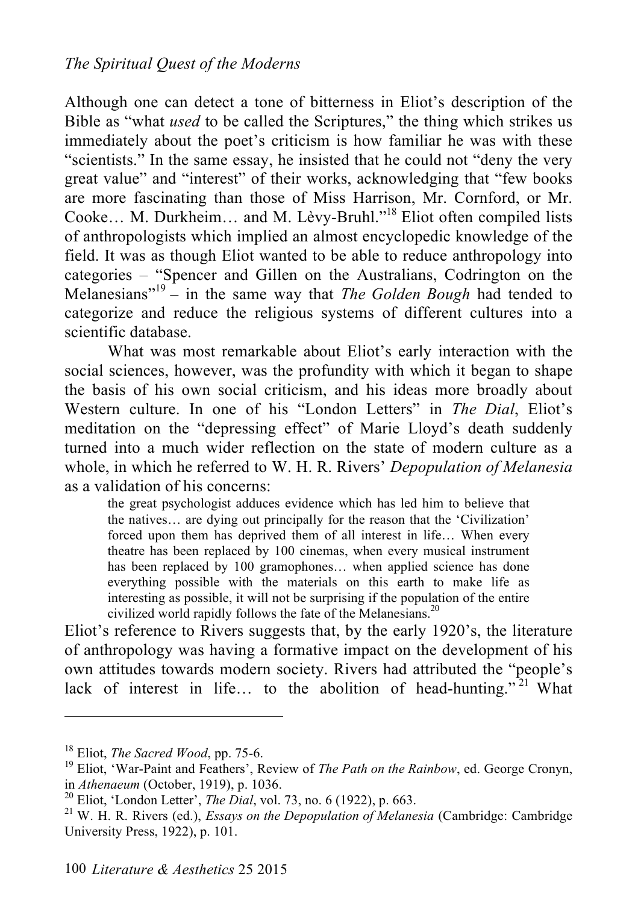Although one can detect a tone of bitterness in Eliot's description of the Bible as "what *used* to be called the Scriptures," the thing which strikes us immediately about the poet's criticism is how familiar he was with these "scientists." In the same essay, he insisted that he could not "deny the very great value" and "interest" of their works, acknowledging that "few books are more fascinating than those of Miss Harrison, Mr. Cornford, or Mr. Cooke… M. Durkheim… and M. Lèvy-Bruhl."[18] Eliot often compiled lists of anthropologists which implied an almost encyclopedic knowledge of the field. It was as though Eliot wanted to be able to reduce anthropology into categories – "Spencer and Gillen on the Australians, Codrington on the Melanesians"[19] – in the same way that *The Golden Bough* had tended to categorize and reduce the religious systems of different cultures into a scientific database.

What was most remarkable about Eliot's early interaction with the social sciences, however, was the profundity with which it began to shape the basis of his own social criticism, and his ideas more broadly about Western culture. In one of his "London Letters" in *The Dial*, Eliot's meditation on the "depressing effect" of Marie Lloyd's death suddenly turned into a much wider reflection on the state of modern culture as a whole, in which he referred to W. H. R. Rivers' *Depopulation of Melanesia* as a validation of his concerns:

> the great psychologist adduces evidence which has led him to believe that the natives… are dying out principally for the reason that the 'Civilization' forced upon them has deprived them of all interest in life… When every theatre has been replaced by 100 cinemas, when every musical instrument has been replaced by 100 gramophones… when applied science has done everything possible with the materials on this earth to make life as interesting as possible, it will not be surprising if the population of the entire civilized world rapidly follows the fate of the Melanesians.[20]

Eliot's reference to Rivers suggests that, by the early 1920's, the literature of anthropology was having a formative impact on the development of his own attitudes towards modern society. Rivers had attributed the "people's lack of interest in life… to the abolition of head-hunting."[21] What

---

[18] Eliot, *The Sacred Wood*, pp. 75-6.

[19] Eliot, 'War-Paint and Feathers', Review of *The Path on the Rainbow*, ed. George Cronyn, in *Athenaeum* (October, 1919), p. 1036.

[20] Eliot, 'London Letter', *The Dial*, vol. 73, no. 6 (1922), p. 663.

[21] W. H. R. Rivers (ed.), *Essays on the Depopulation of Melanesia* (Cambridge: Cambridge University Press, 1922), p. 101.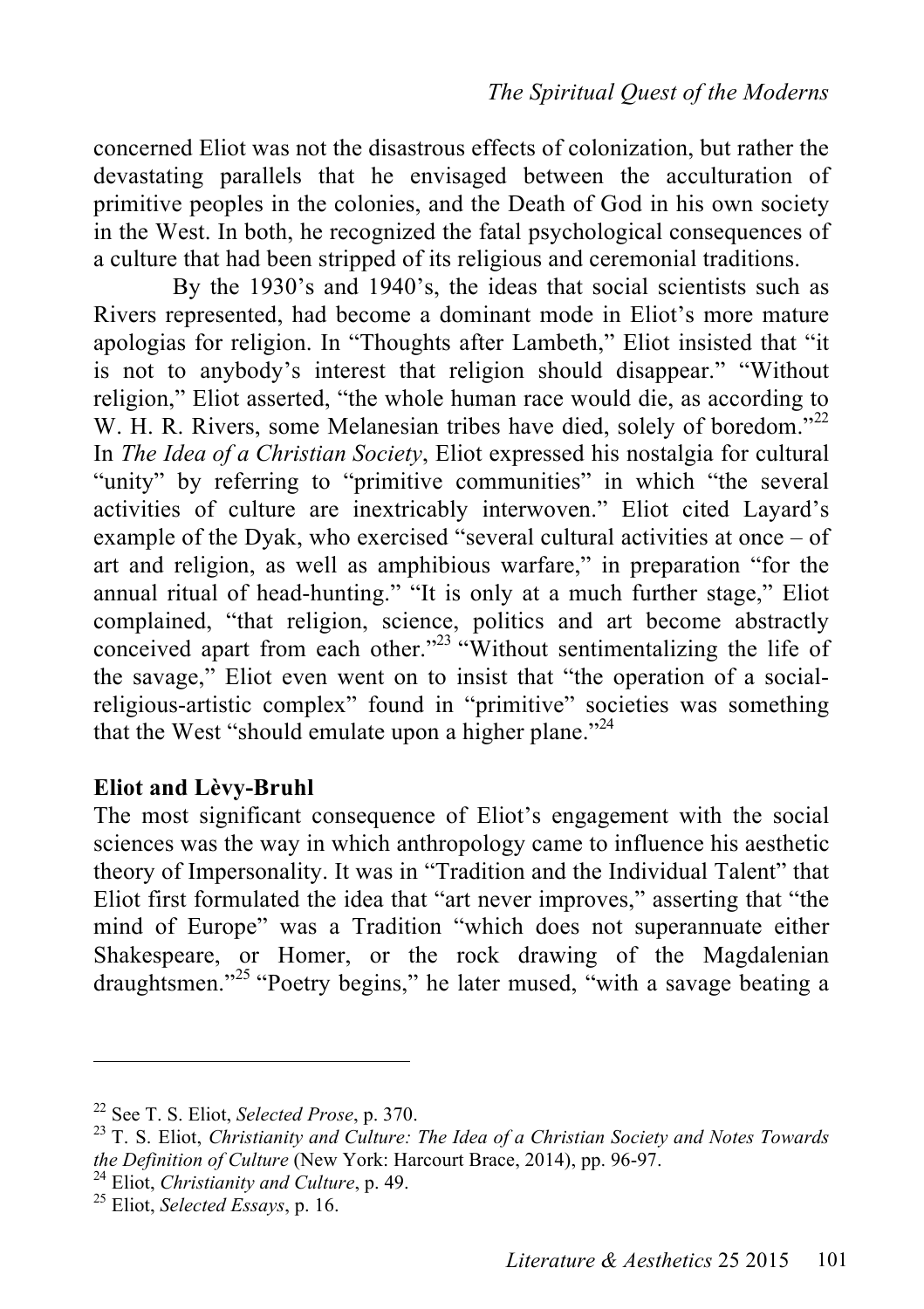concerned Eliot was not the disastrous effects of colonization, but rather the devastating parallels that he envisaged between the acculturation of primitive peoples in the colonies, and the Death of God in his own society in the West. In both, he recognized the fatal psychological consequences of a culture that had been stripped of its religious and ceremonial traditions.

By the 1930's and 1940's, the ideas that social scientists such as Rivers represented, had become a dominant mode in Eliot's more mature apologias for religion. In "Thoughts after Lambeth," Eliot insisted that "it is not to anybody's interest that religion should disappear." "Without religion," Eliot asserted, "the whole human race would die, as according to W. H. R. Rivers, some Melanesian tribes have died, solely of boredom."[22] In *The Idea of a Christian Society*, Eliot expressed his nostalgia for cultural "unity" by referring to "primitive communities" in which "the several activities of culture are inextricably interwoven." Eliot cited Layard's example of the Dyak, who exercised "several cultural activities at once – of art and religion, as well as amphibious warfare," in preparation "for the annual ritual of head-hunting." "It is only at a much further stage," Eliot complained, "that religion, science, politics and art become abstractly conceived apart from each other."[23] "Without sentimentalizing the life of the savage," Eliot even went on to insist that "the operation of a social-religious-artistic complex" found in "primitive" societies was something that the West "should emulate upon a higher plane."[24]

**Eliot and Lèvy-Bruhl**

The most significant consequence of Eliot's engagement with the social sciences was the way in which anthropology came to influence his aesthetic theory of Impersonality. It was in "Tradition and the Individual Talent" that Eliot first formulated the idea that "art never improves," asserting that "the mind of Europe" was a Tradition "which does not superannuate either Shakespeare, or Homer, or the rock drawing of the Magdalenian draughtsmen."[25] "Poetry begins," he later mused, "with a savage beating a

---

[22] See T. S. Eliot, *Selected Prose*, p. 370.

[23] T. S. Eliot, *Christianity and Culture: The Idea of a Christian Society and Notes Towards the Definition of Culture* (New York: Harcourt Brace, 2014), pp. 96-97.

[24] Eliot, *Christianity and Culture*, p. 49.

[25] Eliot, *Selected Essays*, p. 16.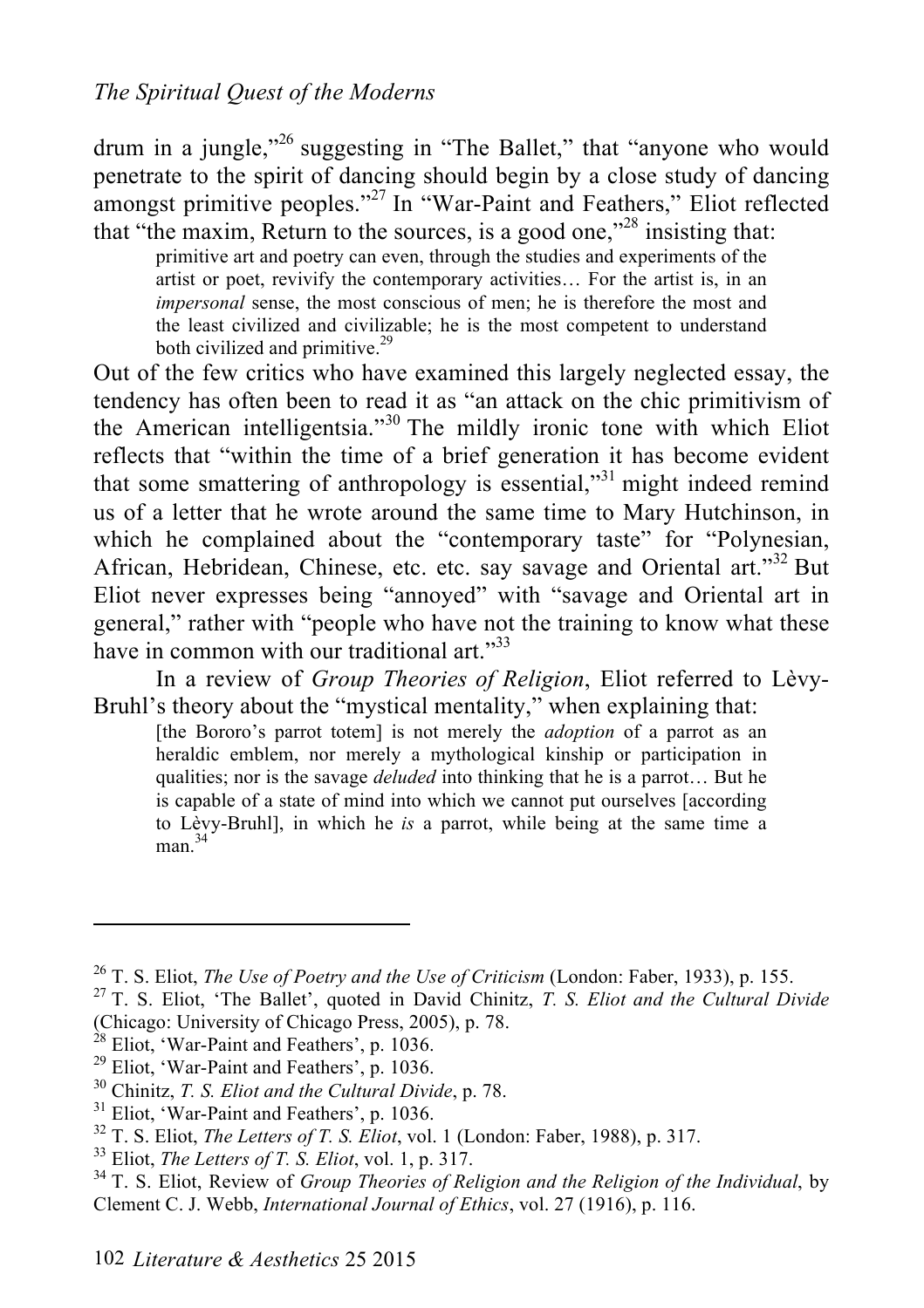drum in a jungle,"[26] suggesting in "The Ballet," that "anyone who would penetrate to the spirit of dancing should begin by a close study of dancing amongst primitive peoples."[27] In "War-Paint and Feathers," Eliot reflected that "the maxim, Return to the sources, is a good one,"[28] insisting that:

> primitive art and poetry can even, through the studies and experiments of the artist or poet, revivify the contemporary activities… For the artist is, in an *impersonal* sense, the most conscious of men; he is therefore the most and the least civilized and civilizable; he is the most competent to understand both civilized and primitive.[29]

Out of the few critics who have examined this largely neglected essay, the tendency has often been to read it as "an attack on the chic primitivism of the American intelligentsia."[30] The mildly ironic tone with which Eliot reflects that "within the time of a brief generation it has become evident that some smattering of anthropology is essential,"[31] might indeed remind us of a letter that he wrote around the same time to Mary Hutchinson, in which he complained about the "contemporary taste" for "Polynesian, African, Hebridean, Chinese, etc. etc. say savage and Oriental art."[32] But Eliot never expresses being "annoyed" with "savage and Oriental art in general," rather with "people who have not the training to know what these have in common with our traditional art."[33]

In a review of *Group Theories of Religion*, Eliot referred to Lèvy-Bruhl's theory about the "mystical mentality," when explaining that:

> [the Bororo's parrot totem] is not merely the *adoption* of a parrot as an heraldic emblem, nor merely a mythological kinship or participation in qualities; nor is the savage *deluded* into thinking that he is a parrot… But he is capable of a state of mind into which we cannot put ourselves [according to Lèvy-Bruhl], in which he *is* a parrot, while being at the same time a man.[34]

---

[26] T. S. Eliot, *The Use of Poetry and the Use of Criticism* (London: Faber, 1933), p. 155.

[27] T. S. Eliot, 'The Ballet', quoted in David Chinitz, *T. S. Eliot and the Cultural Divide* (Chicago: University of Chicago Press, 2005), p. 78.

[28] Eliot, 'War-Paint and Feathers', p. 1036.

[29] Eliot, 'War-Paint and Feathers', p. 1036.

[30] Chinitz, *T. S. Eliot and the Cultural Divide*, p. 78.

[31] Eliot, 'War-Paint and Feathers', p. 1036.

[32] T. S. Eliot, *The Letters of T. S. Eliot*, vol. 1 (London: Faber, 1988), p. 317.

[33] Eliot, *The Letters of T. S. Eliot*, vol. 1, p. 317.

[34] T. S. Eliot, Review of *Group Theories of Religion and the Religion of the Individual*, by Clement C. J. Webb, *International Journal of Ethics*, vol. 27 (1916), p. 116.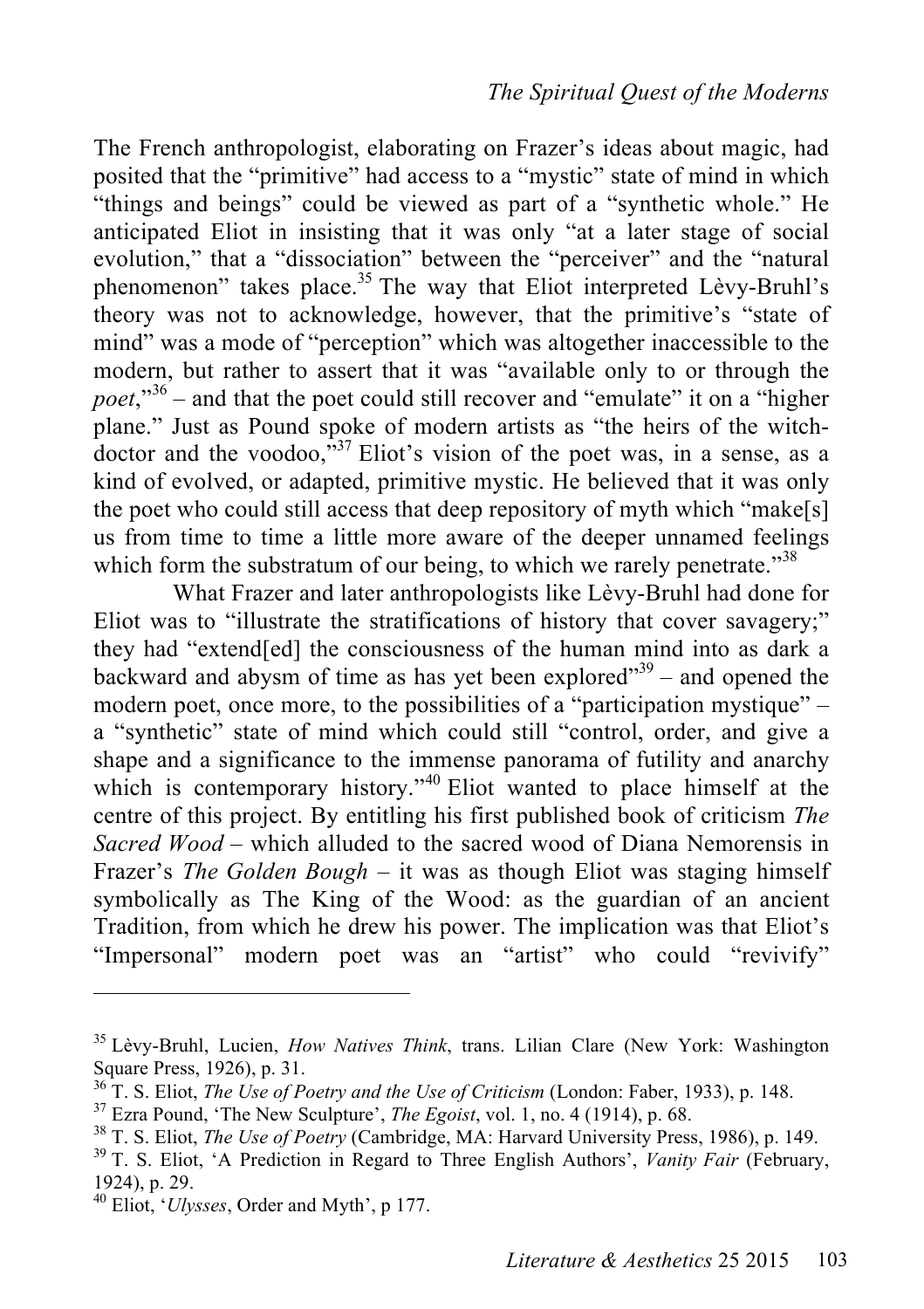The French anthropologist, elaborating on Frazer's ideas about magic, had posited that the "primitive" had access to a "mystic" state of mind in which "things and beings" could be viewed as part of a "synthetic whole." He anticipated Eliot in insisting that it was only "at a later stage of social evolution," that a "dissociation" between the "perceiver" and the "natural phenomenon" takes place.[35] The way that Eliot interpreted Lèvy-Bruhl's theory was not to acknowledge, however, that the primitive's "state of mind" was a mode of "perception" which was altogether inaccessible to the modern, but rather to assert that it was "available only to or through the *poet*,"[36] – and that the poet could still recover and "emulate" it on a "higher plane." Just as Pound spoke of modern artists as "the heirs of the witch-doctor and the voodoo,"[37] Eliot's vision of the poet was, in a sense, as a kind of evolved, or adapted, primitive mystic. He believed that it was only the poet who could still access that deep repository of myth which "make[s] us from time to time a little more aware of the deeper unnamed feelings which form the substratum of our being, to which we rarely penetrate."[38]

What Frazer and later anthropologists like Lèvy-Bruhl had done for Eliot was to "illustrate the stratifications of history that cover savagery;" they had "extend[ed] the consciousness of the human mind into as dark a backward and abysm of time as has yet been explored"[39] – and opened the modern poet, once more, to the possibilities of a "participation mystique" – a "synthetic" state of mind which could still "control, order, and give a shape and a significance to the immense panorama of futility and anarchy which is contemporary history."[40] Eliot wanted to place himself at the centre of this project. By entitling his first published book of criticism *The Sacred Wood* – which alluded to the sacred wood of Diana Nemorensis in Frazer's *The Golden Bough* – it was as though Eliot was staging himself symbolically as The King of the Wood: as the guardian of an ancient Tradition, from which he drew his power. The implication was that Eliot's "Impersonal" modern poet was an "artist" who could "revivify"

---

[35] Lèvy-Bruhl, Lucien, *How Natives Think*, trans. Lilian Clare (New York: Washington Square Press, 1926), p. 31.

[36] T. S. Eliot, *The Use of Poetry and the Use of Criticism* (London: Faber, 1933), p. 148.

[37] Ezra Pound, 'The New Sculpture', *The Egoist*, vol. 1, no. 4 (1914), p. 68.

[38] T. S. Eliot, *The Use of Poetry* (Cambridge, MA: Harvard University Press, 1986), p. 149.

[39] T. S. Eliot, 'A Prediction in Regard to Three English Authors', *Vanity Fair* (February, 1924), p. 29.

[40] Eliot, '*Ulysses*, Order and Myth', p 177.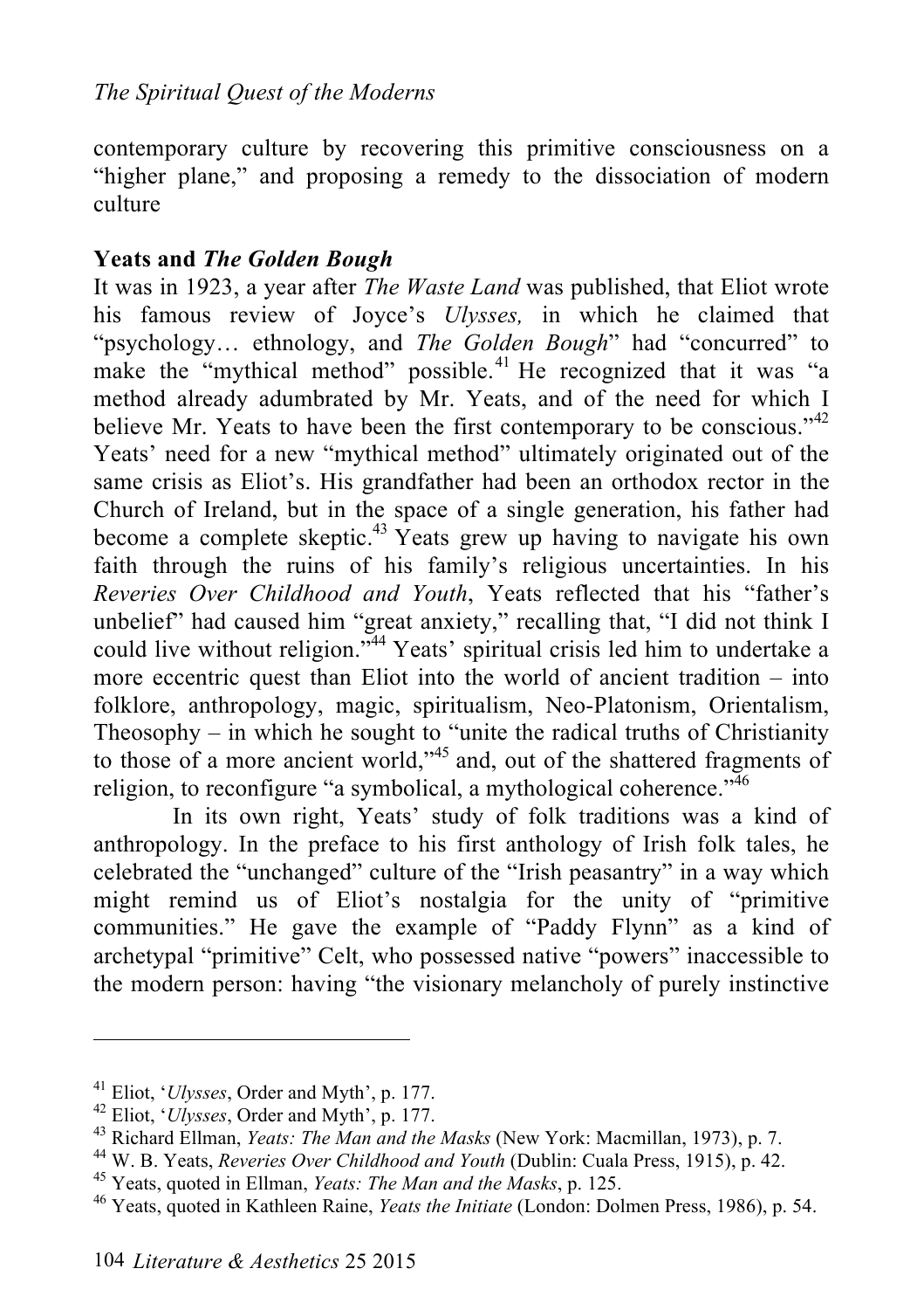contemporary culture by recovering this primitive consciousness on a "higher plane," and proposing a remedy to the dissociation of modern culture

### Yeats and *The Golden Bough*

It was in 1923, a year after *The Waste Land* was published, that Eliot wrote his famous review of Joyce's *Ulysses,* in which he claimed that "psychology… ethnology, and *The Golden Bough*" had "concurred" to make the "mythical method" possible.[41] He recognized that it was "a method already adumbrated by Mr. Yeats, and of the need for which I believe Mr. Yeats to have been the first contemporary to be conscious."[42] Yeats' need for a new "mythical method" ultimately originated out of the same crisis as Eliot's. His grandfather had been an orthodox rector in the Church of Ireland, but in the space of a single generation, his father had become a complete skeptic.[43] Yeats grew up having to navigate his own faith through the ruins of his family's religious uncertainties. In his *Reveries Over Childhood and Youth*, Yeats reflected that his "father's unbelief" had caused him "great anxiety," recalling that, "I did not think I could live without religion."[44] Yeats' spiritual crisis led him to undertake a more eccentric quest than Eliot into the world of ancient tradition – into folklore, anthropology, magic, spiritualism, Neo-Platonism, Orientalism, Theosophy – in which he sought to "unite the radical truths of Christianity to those of a more ancient world,"[45] and, out of the shattered fragments of religion, to reconfigure "a symbolical, a mythological coherence."[46]

In its own right, Yeats' study of folk traditions was a kind of anthropology. In the preface to his first anthology of Irish folk tales, he celebrated the "unchanged" culture of the "Irish peasantry" in a way which might remind us of Eliot's nostalgia for the unity of "primitive communities." He gave the example of "Paddy Flynn" as a kind of archetypal "primitive" Celt, who possessed native "powers" inaccessible to the modern person: having "the visionary melancholy of purely instinctive

---

[41] Eliot, '*Ulysses*, Order and Myth', p. 177.

[42] Eliot, '*Ulysses*, Order and Myth', p. 177.

[43] Richard Ellman, *Yeats: The Man and the Masks* (New York: Macmillan, 1973), p. 7.

[44] W. B. Yeats, *Reveries Over Childhood and Youth* (Dublin: Cuala Press, 1915), p. 42.

[45] Yeats, quoted in Ellman, *Yeats: The Man and the Masks*, p. 125.

[46] Yeats, quoted in Kathleen Raine, *Yeats the Initiate* (London: Dolmen Press, 1986), p. 54.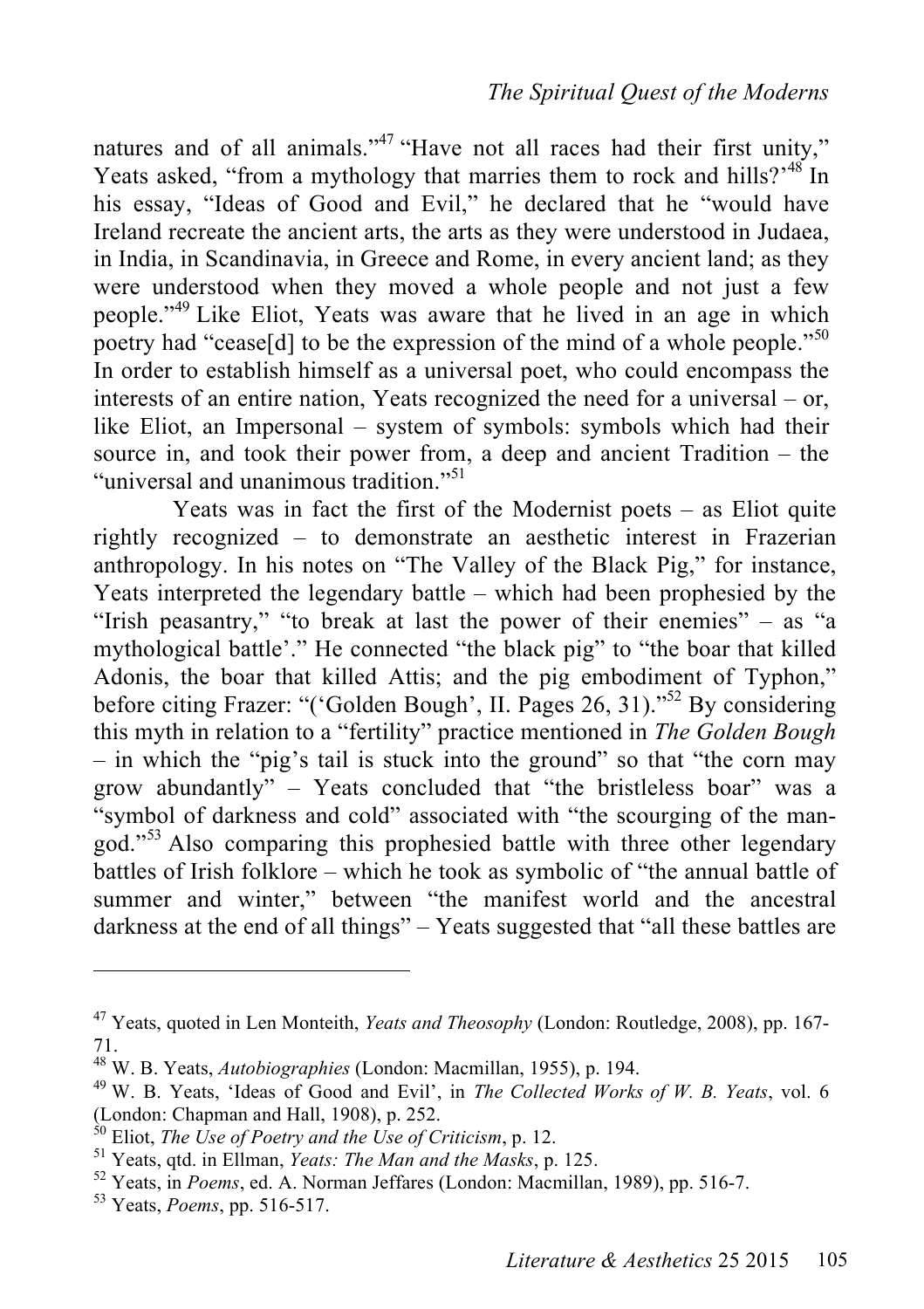natures and of all animals."[47] "Have not all races had their first unity," Yeats asked, "from a mythology that marries them to rock and hills?'[48] In his essay, "Ideas of Good and Evil," he declared that he "would have Ireland recreate the ancient arts, the arts as they were understood in Judaea, in India, in Scandinavia, in Greece and Rome, in every ancient land; as they were understood when they moved a whole people and not just a few people."[49] Like Eliot, Yeats was aware that he lived in an age in which poetry had "cease[d] to be the expression of the mind of a whole people."[50] In order to establish himself as a universal poet, who could encompass the interests of an entire nation, Yeats recognized the need for a universal – or, like Eliot, an Impersonal – system of symbols: symbols which had their source in, and took their power from, a deep and ancient Tradition – the "universal and unanimous tradition."[51]

Yeats was in fact the first of the Modernist poets – as Eliot quite rightly recognized – to demonstrate an aesthetic interest in Frazerian anthropology. In his notes on "The Valley of the Black Pig," for instance, Yeats interpreted the legendary battle – which had been prophesied by the "Irish peasantry," "to break at last the power of their enemies" – as "a mythological battle'." He connected "the black pig" to "the boar that killed Adonis, the boar that killed Attis; and the pig embodiment of Typhon," before citing Frazer: "('Golden Bough', II. Pages 26, 31)."[52] By considering this myth in relation to a "fertility" practice mentioned in *The Golden Bough* – in which the "pig's tail is stuck into the ground" so that "the corn may grow abundantly" – Yeats concluded that "the bristleless boar" was a "symbol of darkness and cold" associated with "the scourging of the man-god."[53] Also comparing this prophesied battle with three other legendary battles of Irish folklore – which he took as symbolic of "the annual battle of summer and winter," between "the manifest world and the ancestral darkness at the end of all things" – Yeats suggested that "all these battles are

---

[47] Yeats, quoted in Len Monteith, *Yeats and Theosophy* (London: Routledge, 2008), pp. 167-71.

[48] W. B. Yeats, *Autobiographies* (London: Macmillan, 1955), p. 194.

[49] W. B. Yeats, 'Ideas of Good and Evil', in *The Collected Works of W. B. Yeats*, vol. 6 (London: Chapman and Hall, 1908), p. 252.

[50] Eliot, *The Use of Poetry and the Use of Criticism*, p. 12.

[51] Yeats, qtd. in Ellman, *Yeats: The Man and the Masks*, p. 125.

[52] Yeats, in *Poems*, ed. A. Norman Jeffares (London: Macmillan, 1989), pp. 516-7.

[53] Yeats, *Poems*, pp. 516-517.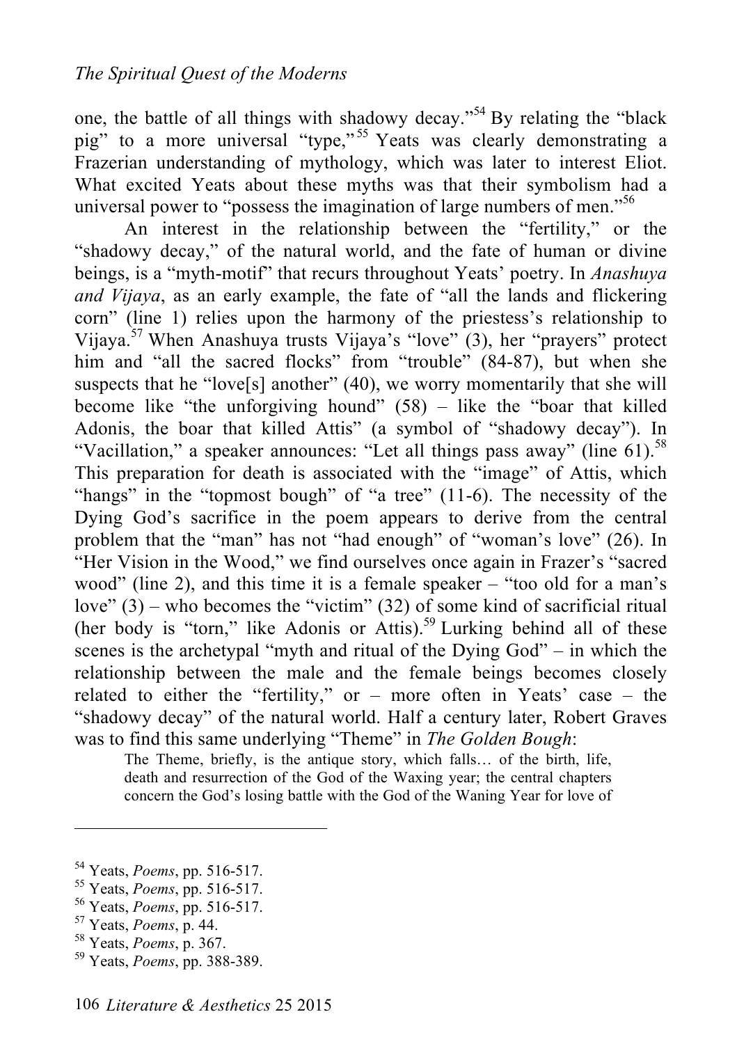one, the battle of all things with shadowy decay."[54] By relating the "black pig" to a more universal "type,"[55] Yeats was clearly demonstrating a Frazerian understanding of mythology, which was later to interest Eliot. What excited Yeats about these myths was that their symbolism had a universal power to "possess the imagination of large numbers of men."[56]

An interest in the relationship between the "fertility," or the "shadowy decay," of the natural world, and the fate of human or divine beings, is a "myth-motif" that recurs throughout Yeats' poetry. In *Anashuya and Vijaya*, as an early example, the fate of "all the lands and flickering corn" (line 1) relies upon the harmony of the priestess's relationship to Vijaya.[57] When Anashuya trusts Vijaya's "love" (3), her "prayers" protect him and "all the sacred flocks" from "trouble" (84-87), but when she suspects that he "love[s] another" (40), we worry momentarily that she will become like "the unforgiving hound" (58) – like the "boar that killed Adonis, the boar that killed Attis" (a symbol of "shadowy decay"). In "Vacillation," a speaker announces: "Let all things pass away" (line 61).[58] This preparation for death is associated with the "image" of Attis, which "hangs" in the "topmost bough" of "a tree" (11-6). The necessity of the Dying God's sacrifice in the poem appears to derive from the central problem that the "man" has not "had enough" of "woman's love" (26). In "Her Vision in the Wood," we find ourselves once again in Frazer's "sacred wood" (line 2), and this time it is a female speaker – "too old for a man's love" (3) – who becomes the "victim" (32) of some kind of sacrificial ritual (her body is "torn," like Adonis or Attis).[59] Lurking behind all of these scenes is the archetypal "myth and ritual of the Dying God" – in which the relationship between the male and the female beings becomes closely related to either the "fertility," or – more often in Yeats' case – the "shadowy decay" of the natural world. Half a century later, Robert Graves was to find this same underlying "Theme" in *The Golden Bough*:

> The Theme, briefly, is the antique story, which falls… of the birth, life, death and resurrection of the God of the Waxing year; the central chapters concern the God's losing battle with the God of the Waning Year for love of

---

[54] Yeats, *Poems*, pp. 516-517.
[55] Yeats, *Poems*, pp. 516-517.
[56] Yeats, *Poems*, pp. 516-517.
[57] Yeats, *Poems*, p. 44.
[58] Yeats, *Poems*, p. 367.
[59] Yeats, *Poems*, pp. 388-389.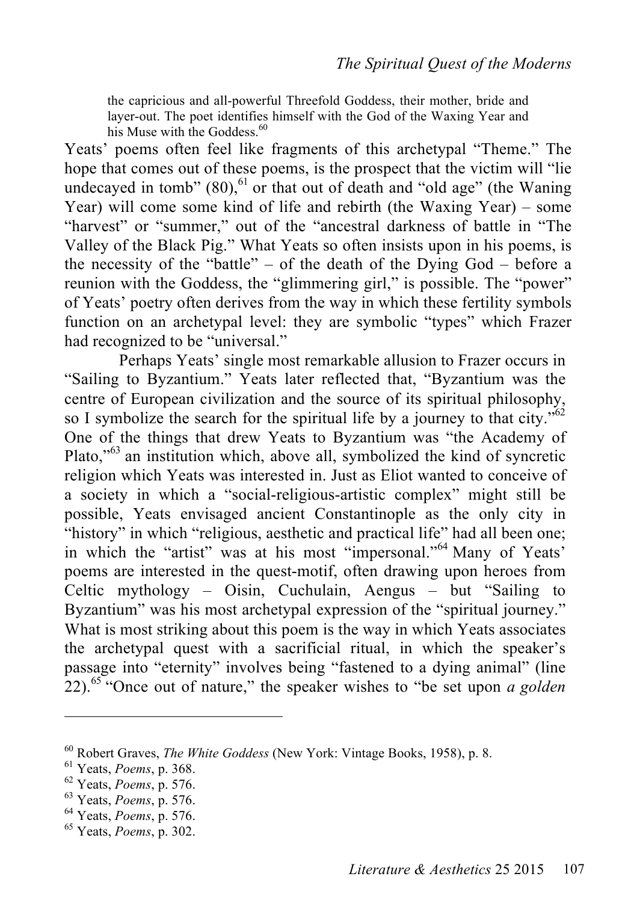> the capricious and all-powerful Threefold Goddess, their mother, bride and layer-out. The poet identifies himself with the God of the Waxing Year and his Muse with the Goddess.[60]

Yeats' poems often feel like fragments of this archetypal "Theme." The hope that comes out of these poems, is the prospect that the victim will "lie undecayed in tomb" (80),[61] or that out of death and "old age" (the Waning Year) will come some kind of life and rebirth (the Waxing Year) – some "harvest" or "summer," out of the "ancestral darkness of battle in "The Valley of the Black Pig." What Yeats so often insists upon in his poems, is the necessity of the "battle" – of the death of the Dying God – before a reunion with the Goddess, the "glimmering girl," is possible. The "power" of Yeats' poetry often derives from the way in which these fertility symbols function on an archetypal level: they are symbolic "types" which Frazer had recognized to be "universal."

Perhaps Yeats' single most remarkable allusion to Frazer occurs in "Sailing to Byzantium." Yeats later reflected that, "Byzantium was the centre of European civilization and the source of its spiritual philosophy, so I symbolize the search for the spiritual life by a journey to that city."[62] One of the things that drew Yeats to Byzantium was "the Academy of Plato,"[63] an institution which, above all, symbolized the kind of syncretic religion which Yeats was interested in. Just as Eliot wanted to conceive of a society in which a "social-religious-artistic complex" might still be possible, Yeats envisaged ancient Constantinople as the only city in "history" in which "religious, aesthetic and practical life" had all been one; in which the "artist" was at his most "impersonal."[64] Many of Yeats' poems are interested in the quest-motif, often drawing upon heroes from Celtic mythology – Oisin, Cuchulain, Aengus – but "Sailing to Byzantium" was his most archetypal expression of the "spiritual journey." What is most striking about this poem is the way in which Yeats associates the archetypal quest with a sacrificial ritual, in which the speaker's passage into "eternity" involves being "fastened to a dying animal" (line 22).[65] "Once out of nature," the speaker wishes to "be set upon *a golden*

---

[60] Robert Graves, *The White Goddess* (New York: Vintage Books, 1958), p. 8.

[61] Yeats, *Poems*, p. 368.

[62] Yeats, *Poems*, p. 576.

[63] Yeats, *Poems*, p. 576.

[64] Yeats, *Poems*, p. 576.

[65] Yeats, *Poems*, p. 302.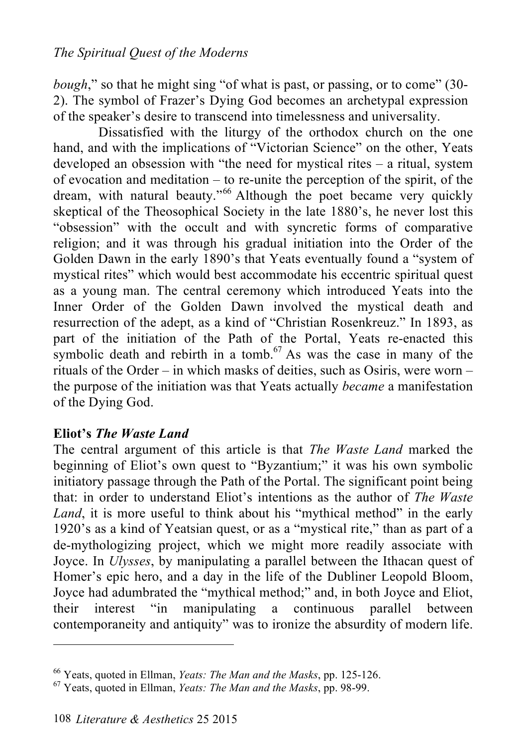*bough*," so that he might sing "of what is past, or passing, or to come" (30-2). The symbol of Frazer's Dying God becomes an archetypal expression of the speaker's desire to transcend into timelessness and universality.

Dissatisfied with the liturgy of the orthodox church on the one hand, and with the implications of "Victorian Science" on the other, Yeats developed an obsession with "the need for mystical rites – a ritual, system of evocation and meditation – to re-unite the perception of the spirit, of the dream, with natural beauty."[66] Although the poet became very quickly skeptical of the Theosophical Society in the late 1880's, he never lost this "obsession" with the occult and with syncretic forms of comparative religion; and it was through his gradual initiation into the Order of the Golden Dawn in the early 1890's that Yeats eventually found a "system of mystical rites" which would best accommodate his eccentric spiritual quest as a young man. The central ceremony which introduced Yeats into the Inner Order of the Golden Dawn involved the mystical death and resurrection of the adept, as a kind of "Christian Rosenkreuz." In 1893, as part of the initiation of the Path of the Portal, Yeats re-enacted this symbolic death and rebirth in a tomb.[67] As was the case in many of the rituals of the Order – in which masks of deities, such as Osiris, were worn – the purpose of the initiation was that Yeats actually *became* a manifestation of the Dying God.

**Eliot's *The Waste Land***

The central argument of this article is that *The Waste Land* marked the beginning of Eliot's own quest to "Byzantium;" it was his own symbolic initiatory passage through the Path of the Portal. The significant point being that: in order to understand Eliot's intentions as the author of *The Waste Land*, it is more useful to think about his "mythical method" in the early 1920's as a kind of Yeatsian quest, or as a "mystical rite," than as part of a de-mythologizing project, which we might more readily associate with Joyce. In *Ulysses*, by manipulating a parallel between the Ithacan quest of Homer's epic hero, and a day in the life of the Dubliner Leopold Bloom, Joyce had adumbrated the "mythical method;" and, in both Joyce and Eliot, their interest "in manipulating a continuous parallel between contemporaneity and antiquity" was to ironize the absurdity of modern life.

---

[66] Yeats, quoted in Ellman, *Yeats: The Man and the Masks*, pp. 125-126.

[67] Yeats, quoted in Ellman, *Yeats: The Man and the Masks*, pp. 98-99.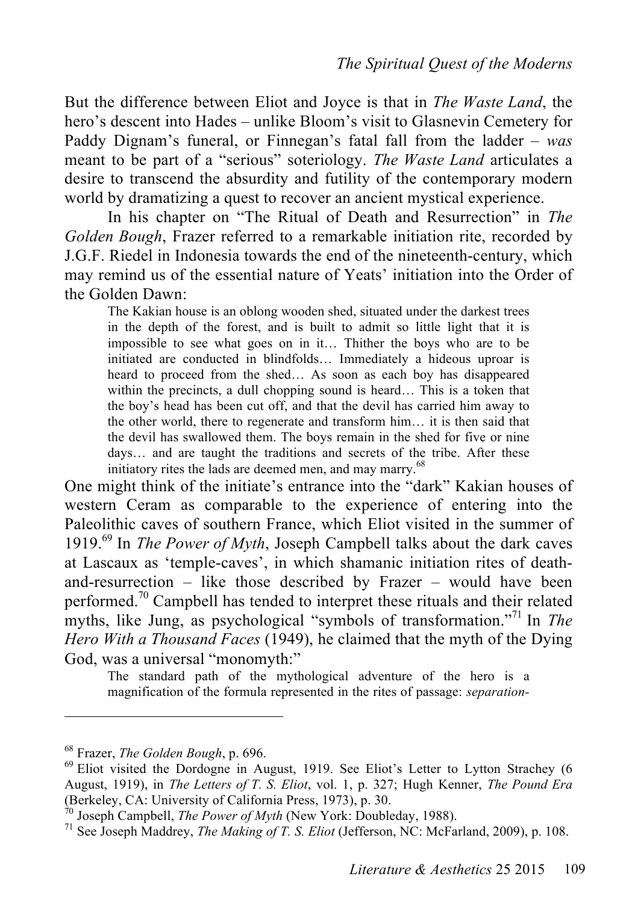But the difference between Eliot and Joyce is that in *The Waste Land*, the hero's descent into Hades – unlike Bloom's visit to Glasnevin Cemetery for Paddy Dignam's funeral, or Finnegan's fatal fall from the ladder – *was* meant to be part of a "serious" soteriology. *The Waste Land* articulates a desire to transcend the absurdity and futility of the contemporary modern world by dramatizing a quest to recover an ancient mystical experience.

In his chapter on "The Ritual of Death and Resurrection" in *The Golden Bough*, Frazer referred to a remarkable initiation rite, recorded by J.G.F. Riedel in Indonesia towards the end of the nineteenth-century, which may remind us of the essential nature of Yeats' initiation into the Order of the Golden Dawn:

> The Kakian house is an oblong wooden shed, situated under the darkest trees in the depth of the forest, and is built to admit so little light that it is impossible to see what goes on in it… Thither the boys who are to be initiated are conducted in blindfolds… Immediately a hideous uproar is heard to proceed from the shed… As soon as each boy has disappeared within the precincts, a dull chopping sound is heard… This is a token that the boy's head has been cut off, and that the devil has carried him away to the other world, there to regenerate and transform him… it is then said that the devil has swallowed them. The boys remain in the shed for five or nine days… and are taught the traditions and secrets of the tribe. After these initiatory rites the lads are deemed men, and may marry.[68]

One might think of the initiate's entrance into the "dark" Kakian houses of western Ceram as comparable to the experience of entering into the Paleolithic caves of southern France, which Eliot visited in the summer of 1919.[69] In *The Power of Myth*, Joseph Campbell talks about the dark caves at Lascaux as 'temple-caves', in which shamanic initiation rites of death-and-resurrection – like those described by Frazer – would have been performed.[70] Campbell has tended to interpret these rituals and their related myths, like Jung, as psychological "symbols of transformation."[71] In *The Hero With a Thousand Faces* (1949), he claimed that the myth of the Dying God, was a universal "monomyth:"

> The standard path of the mythological adventure of the hero is a magnification of the formula represented in the rites of passage: *separation-*

---

[68] Frazer, *The Golden Bough*, p. 696.

[69] Eliot visited the Dordogne in August, 1919. See Eliot's Letter to Lytton Strachey (6 August, 1919), in *The Letters of T. S. Eliot*, vol. 1, p. 327; Hugh Kenner, *The Pound Era* (Berkeley, CA: University of California Press, 1973), p. 30.

[70] Joseph Campbell, *The Power of Myth* (New York: Doubleday, 1988).

[71] See Joseph Maddrey, *The Making of T. S. Eliot* (Jefferson, NC: McFarland, 2009), p. 108.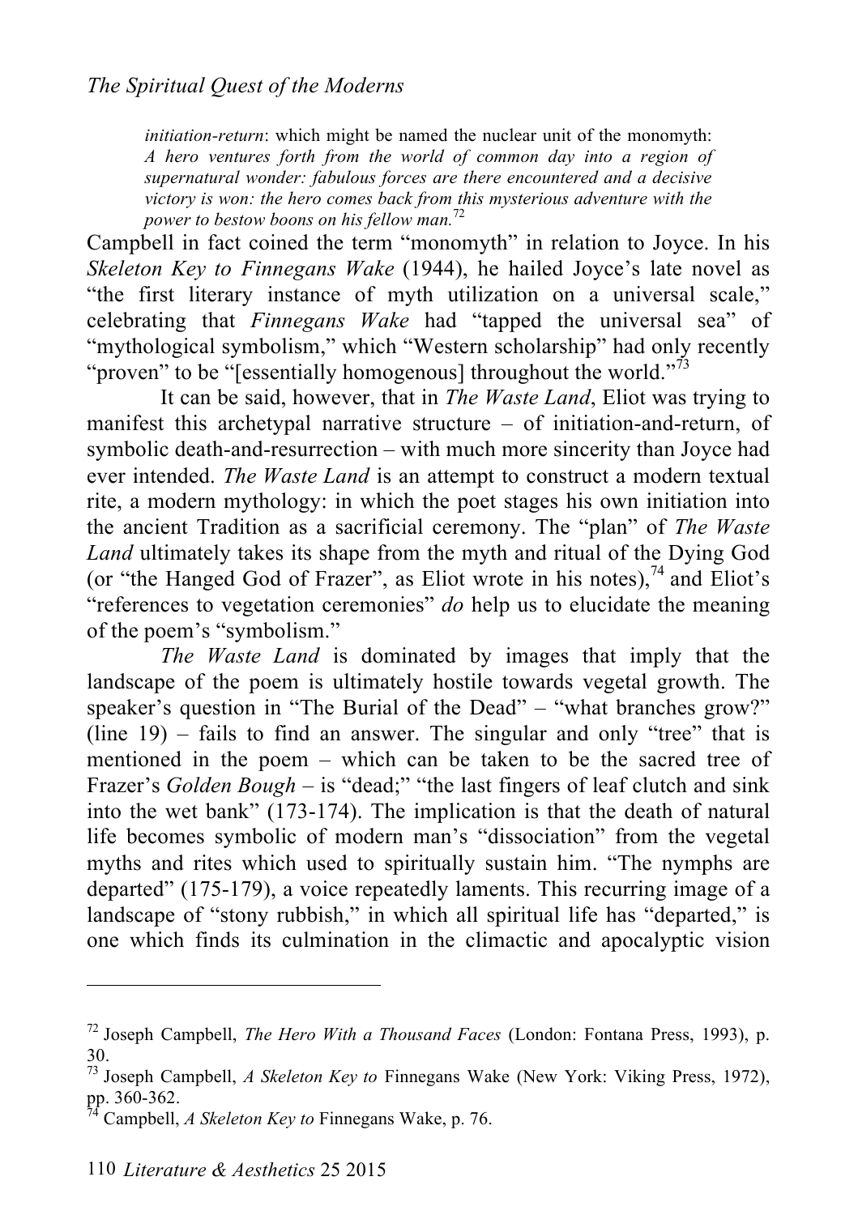> *initiation-return*: which might be named the nuclear unit of the monomyth: *A hero ventures forth from the world of common day into a region of supernatural wonder: fabulous forces are there encountered and a decisive victory is won: the hero comes back from this mysterious adventure with the power to bestow boons on his fellow man.*[72]

Campbell in fact coined the term "monomyth" in relation to Joyce. In his *Skeleton Key to Finnegans Wake* (1944), he hailed Joyce's late novel as "the first literary instance of myth utilization on a universal scale," celebrating that *Finnegans Wake* had "tapped the universal sea" of "mythological symbolism," which "Western scholarship" had only recently "proven" to be "[essentially homogenous] throughout the world."[73]

It can be said, however, that in *The Waste Land*, Eliot was trying to manifest this archetypal narrative structure – of initiation-and-return, of symbolic death-and-resurrection – with much more sincerity than Joyce had ever intended. *The Waste Land* is an attempt to construct a modern textual rite, a modern mythology: in which the poet stages his own initiation into the ancient Tradition as a sacrificial ceremony. The "plan" of *The Waste Land* ultimately takes its shape from the myth and ritual of the Dying God (or "the Hanged God of Frazer", as Eliot wrote in his notes),[74] and Eliot's "references to vegetation ceremonies" *do* help us to elucidate the meaning of the poem's "symbolism."

*The Waste Land* is dominated by images that imply that the landscape of the poem is ultimately hostile towards vegetal growth. The speaker's question in "The Burial of the Dead" – "what branches grow?" (line 19) – fails to find an answer. The singular and only "tree" that is mentioned in the poem – which can be taken to be the sacred tree of Frazer's *Golden Bough* – is "dead;" "the last fingers of leaf clutch and sink into the wet bank" (173-174). The implication is that the death of natural life becomes symbolic of modern man's "dissociation" from the vegetal myths and rites which used to spiritually sustain him. "The nymphs are departed" (175-179), a voice repeatedly laments. This recurring image of a landscape of "stony rubbish," in which all spiritual life has "departed," is one which finds its culmination in the climactic and apocalyptic vision

---

[72] Joseph Campbell, *The Hero With a Thousand Faces* (London: Fontana Press, 1993), p. 30.

[73] Joseph Campbell, *A Skeleton Key to* Finnegans Wake (New York: Viking Press, 1972), pp. 360-362.

[74] Campbell, *A Skeleton Key to* Finnegans Wake, p. 76.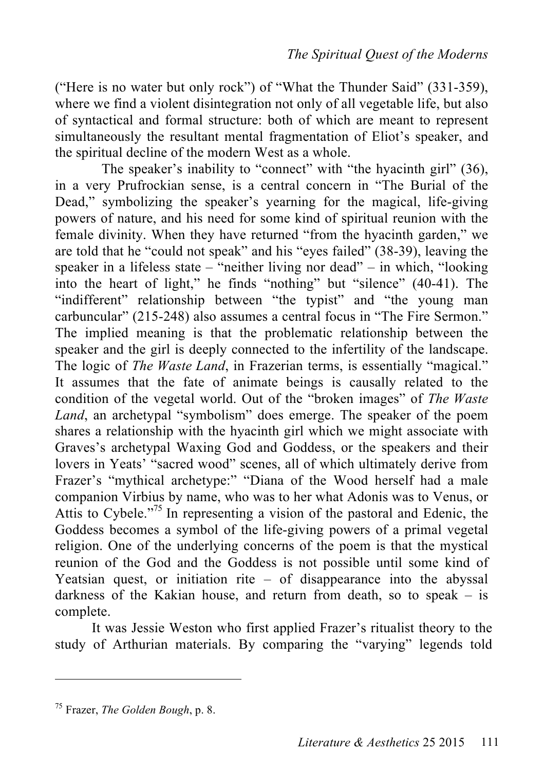("Here is no water but only rock") of "What the Thunder Said" (331-359), where we find a violent disintegration not only of all vegetable life, but also of syntactical and formal structure: both of which are meant to represent simultaneously the resultant mental fragmentation of Eliot's speaker, and the spiritual decline of the modern West as a whole.

The speaker's inability to "connect" with "the hyacinth girl" (36), in a very Prufrockian sense, is a central concern in "The Burial of the Dead," symbolizing the speaker's yearning for the magical, life-giving powers of nature, and his need for some kind of spiritual reunion with the female divinity. When they have returned "from the hyacinth garden," we are told that he "could not speak" and his "eyes failed" (38-39), leaving the speaker in a lifeless state – "neither living nor dead" – in which, "looking into the heart of light," he finds "nothing" but "silence" (40-41). The "indifferent" relationship between "the typist" and "the young man carbuncular" (215-248) also assumes a central focus in "The Fire Sermon." The implied meaning is that the problematic relationship between the speaker and the girl is deeply connected to the infertility of the landscape. The logic of *The Waste Land*, in Frazerian terms, is essentially "magical." It assumes that the fate of animate beings is causally related to the condition of the vegetal world. Out of the "broken images" of *The Waste Land*, an archetypal "symbolism" does emerge. The speaker of the poem shares a relationship with the hyacinth girl which we might associate with Graves's archetypal Waxing God and Goddess, or the speakers and their lovers in Yeats' "sacred wood" scenes, all of which ultimately derive from Frazer's "mythical archetype:" "Diana of the Wood herself had a male companion Virbius by name, who was to her what Adonis was to Venus, or Attis to Cybele."[75] In representing a vision of the pastoral and Edenic, the Goddess becomes a symbol of the life-giving powers of a primal vegetal religion. One of the underlying concerns of the poem is that the mystical reunion of the God and the Goddess is not possible until some kind of Yeatsian quest, or initiation rite – of disappearance into the abyssal darkness of the Kakian house, and return from death, so to speak – is complete.

It was Jessie Weston who first applied Frazer's ritualist theory to the study of Arthurian materials. By comparing the "varying" legends told

---

[75] Frazer, *The Golden Bough*, p. 8.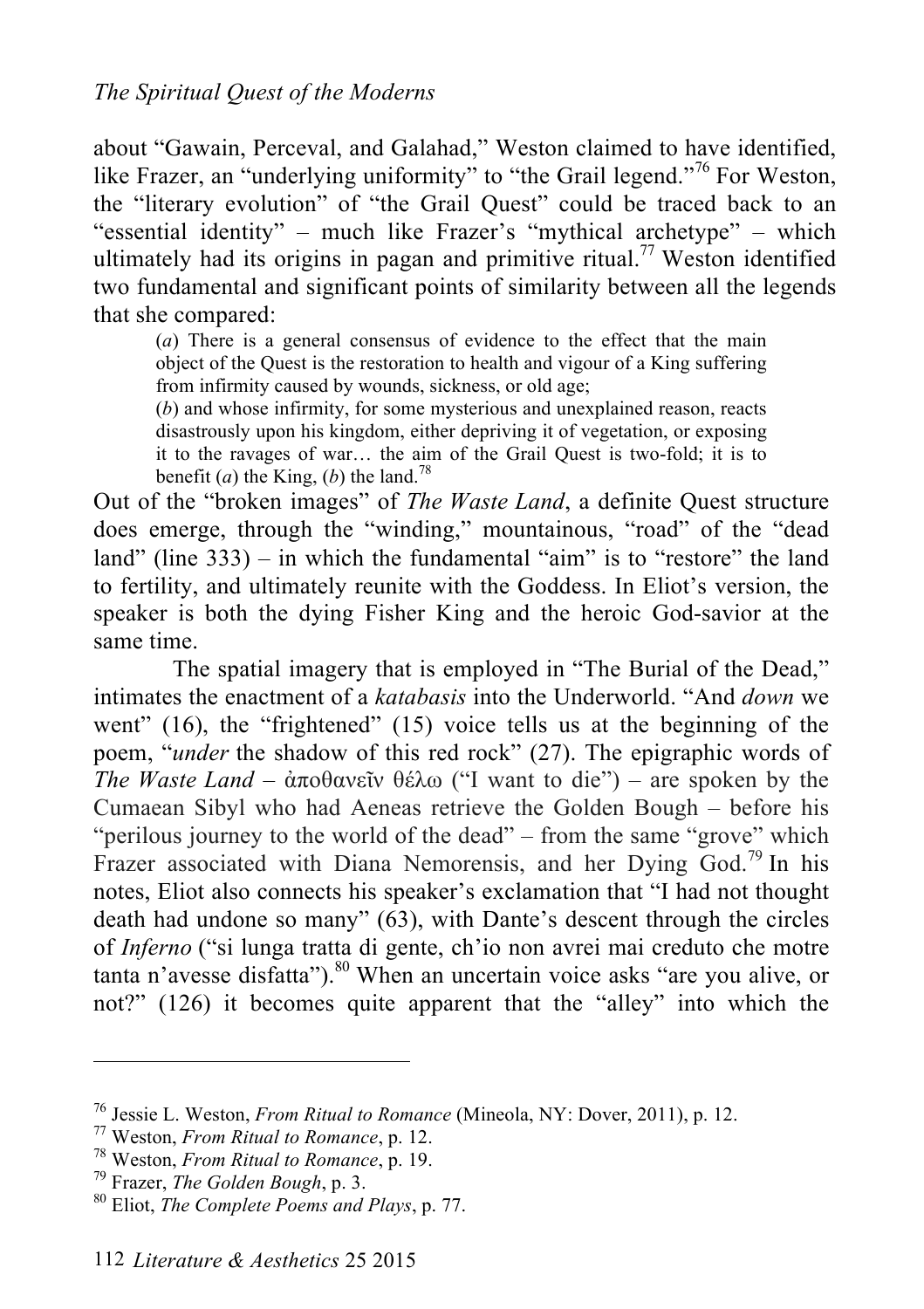about "Gawain, Perceval, and Galahad," Weston claimed to have identified, like Frazer, an "underlying uniformity" to "the Grail legend."[76] For Weston, the "literary evolution" of "the Grail Quest" could be traced back to an "essential identity" – much like Frazer's "mythical archetype" – which ultimately had its origins in pagan and primitive ritual.[77] Weston identified two fundamental and significant points of similarity between all the legends that she compared:

> (*a*) There is a general consensus of evidence to the effect that the main object of the Quest is the restoration to health and vigour of a King suffering from infirmity caused by wounds, sickness, or old age;
> (*b*) and whose infirmity, for some mysterious and unexplained reason, reacts disastrously upon his kingdom, either depriving it of vegetation, or exposing it to the ravages of war… the aim of the Grail Quest is two-fold; it is to benefit (*a*) the King, (*b*) the land.[78]

Out of the "broken images" of *The Waste Land*, a definite Quest structure does emerge, through the "winding," mountainous, "road" of the "dead land" (line 333) – in which the fundamental "aim" is to "restore" the land to fertility, and ultimately reunite with the Goddess. In Eliot's version, the speaker is both the dying Fisher King and the heroic God-savior at the same time.

The spatial imagery that is employed in "The Burial of the Dead," intimates the enactment of a *katabasis* into the Underworld. "And *down* we went" (16), the "frightened" (15) voice tells us at the beginning of the poem, "*under* the shadow of this red rock" (27). The epigraphic words of *The Waste Land* – ἀποθανεῖν θέλω ("I want to die") – are spoken by the Cumaean Sibyl who had Aeneas retrieve the Golden Bough – before his "perilous journey to the world of the dead" – from the same "grove" which Frazer associated with Diana Nemorensis, and her Dying God.[79] In his notes, Eliot also connects his speaker's exclamation that "I had not thought death had undone so many" (63), with Dante's descent through the circles of *Inferno* ("si lunga tratta di gente, ch'io non avrei mai creduto che motre tanta n'avesse disfatta").[80] When an uncertain voice asks "are you alive, or not?" (126) it becomes quite apparent that the "alley" into which the

---

[76] Jessie L. Weston, *From Ritual to Romance* (Mineola, NY: Dover, 2011), p. 12.
[77] Weston, *From Ritual to Romance*, p. 12.
[78] Weston, *From Ritual to Romance*, p. 19.
[79] Frazer, *The Golden Bough*, p. 3.
[80] Eliot, *The Complete Poems and Plays*, p. 77.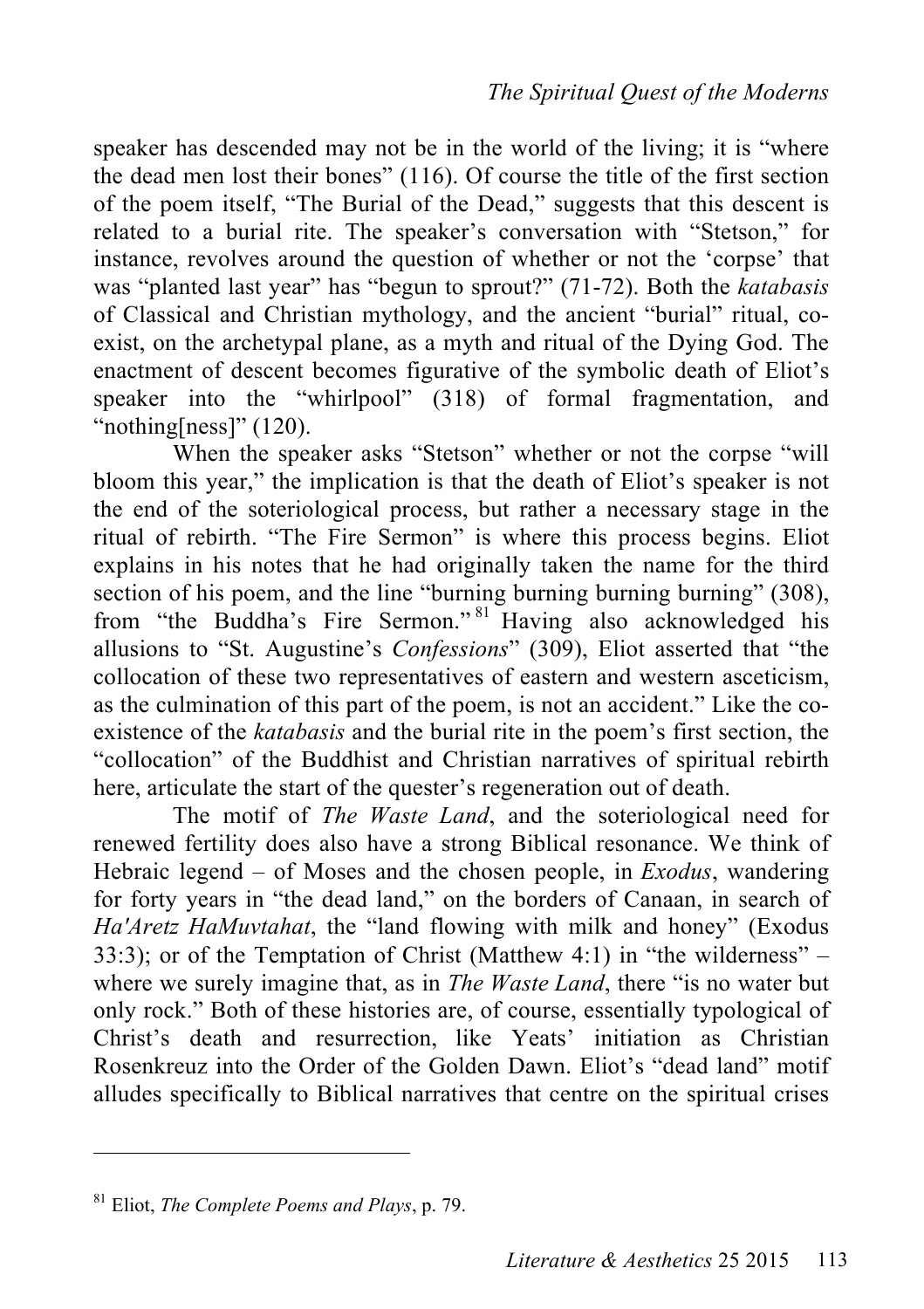speaker has descended may not be in the world of the living; it is "where the dead men lost their bones" (116). Of course the title of the first section of the poem itself, "The Burial of the Dead," suggests that this descent is related to a burial rite. The speaker's conversation with "Stetson," for instance, revolves around the question of whether or not the 'corpse' that was "planted last year" has "begun to sprout?" (71-72). Both the *katabasis* of Classical and Christian mythology, and the ancient "burial" ritual, co-exist, on the archetypal plane, as a myth and ritual of the Dying God. The enactment of descent becomes figurative of the symbolic death of Eliot's speaker into the "whirlpool" (318) of formal fragmentation, and "nothing[ness]" (120).

When the speaker asks "Stetson" whether or not the corpse "will bloom this year," the implication is that the death of Eliot's speaker is not the end of the soteriological process, but rather a necessary stage in the ritual of rebirth. "The Fire Sermon" is where this process begins. Eliot explains in his notes that he had originally taken the name for the third section of his poem, and the line "burning burning burning burning" (308), from "the Buddha's Fire Sermon."[81] Having also acknowledged his allusions to "St. Augustine's *Confessions*" (309), Eliot asserted that "the collocation of these two representatives of eastern and western asceticism, as the culmination of this part of the poem, is not an accident." Like the co-existence of the *katabasis* and the burial rite in the poem's first section, the "collocation" of the Buddhist and Christian narratives of spiritual rebirth here, articulate the start of the quester's regeneration out of death.

The motif of *The Waste Land*, and the soteriological need for renewed fertility does also have a strong Biblical resonance. We think of Hebraic legend – of Moses and the chosen people, in *Exodus*, wandering for forty years in "the dead land," on the borders of Canaan, in search of *Ha'Aretz HaMuvtahat*, the "land flowing with milk and honey" (Exodus 33:3); or of the Temptation of Christ (Matthew 4:1) in "the wilderness" – where we surely imagine that, as in *The Waste Land*, there "is no water but only rock." Both of these histories are, of course, essentially typological of Christ's death and resurrection, like Yeats' initiation as Christian Rosenkreuz into the Order of the Golden Dawn. Eliot's "dead land" motif alludes specifically to Biblical narratives that centre on the spiritual crises

---

[81] Eliot, *The Complete Poems and Plays*, p. 79.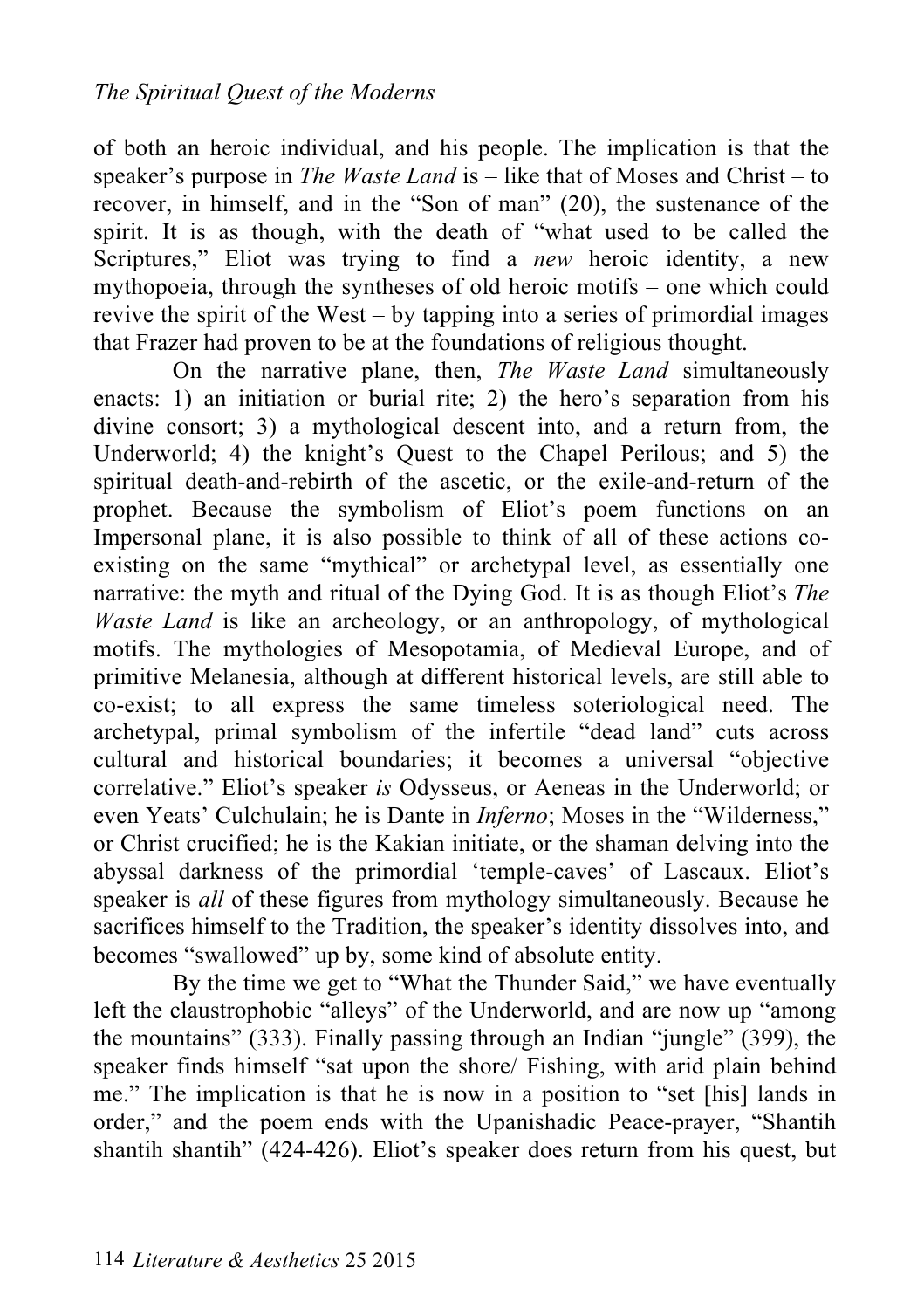of both an heroic individual, and his people. The implication is that the speaker's purpose in *The Waste Land* is – like that of Moses and Christ – to recover, in himself, and in the "Son of man" (20), the sustenance of the spirit. It is as though, with the death of "what used to be called the Scriptures," Eliot was trying to find a *new* heroic identity, a new mythopoeia, through the syntheses of old heroic motifs – one which could revive the spirit of the West – by tapping into a series of primordial images that Frazer had proven to be at the foundations of religious thought.

On the narrative plane, then, *The Waste Land* simultaneously enacts: 1) an initiation or burial rite; 2) the hero's separation from his divine consort; 3) a mythological descent into, and a return from, the Underworld; 4) the knight's Quest to the Chapel Perilous; and 5) the spiritual death-and-rebirth of the ascetic, or the exile-and-return of the prophet. Because the symbolism of Eliot's poem functions on an Impersonal plane, it is also possible to think of all of these actions co-existing on the same "mythical" or archetypal level, as essentially one narrative: the myth and ritual of the Dying God. It is as though Eliot's *The Waste Land* is like an archeology, or an anthropology, of mythological motifs. The mythologies of Mesopotamia, of Medieval Europe, and of primitive Melanesia, although at different historical levels, are still able to co-exist; to all express the same timeless soteriological need. The archetypal, primal symbolism of the infertile "dead land" cuts across cultural and historical boundaries; it becomes a universal "objective correlative." Eliot's speaker *is* Odysseus, or Aeneas in the Underworld; or even Yeats' Culchulain; he is Dante in *Inferno*; Moses in the "Wilderness," or Christ crucified; he is the Kakian initiate, or the shaman delving into the abyssal darkness of the primordial 'temple-caves' of Lascaux. Eliot's speaker is *all* of these figures from mythology simultaneously. Because he sacrifices himself to the Tradition, the speaker's identity dissolves into, and becomes "swallowed" up by, some kind of absolute entity.

By the time we get to "What the Thunder Said," we have eventually left the claustrophobic "alleys" of the Underworld, and are now up "among the mountains" (333). Finally passing through an Indian "jungle" (399), the speaker finds himself "sat upon the shore/ Fishing, with arid plain behind me." The implication is that he is now in a position to "set [his] lands in order," and the poem ends with the Upanishadic Peace-prayer, "Shantih shantih shantih" (424-426). Eliot's speaker does return from his quest, but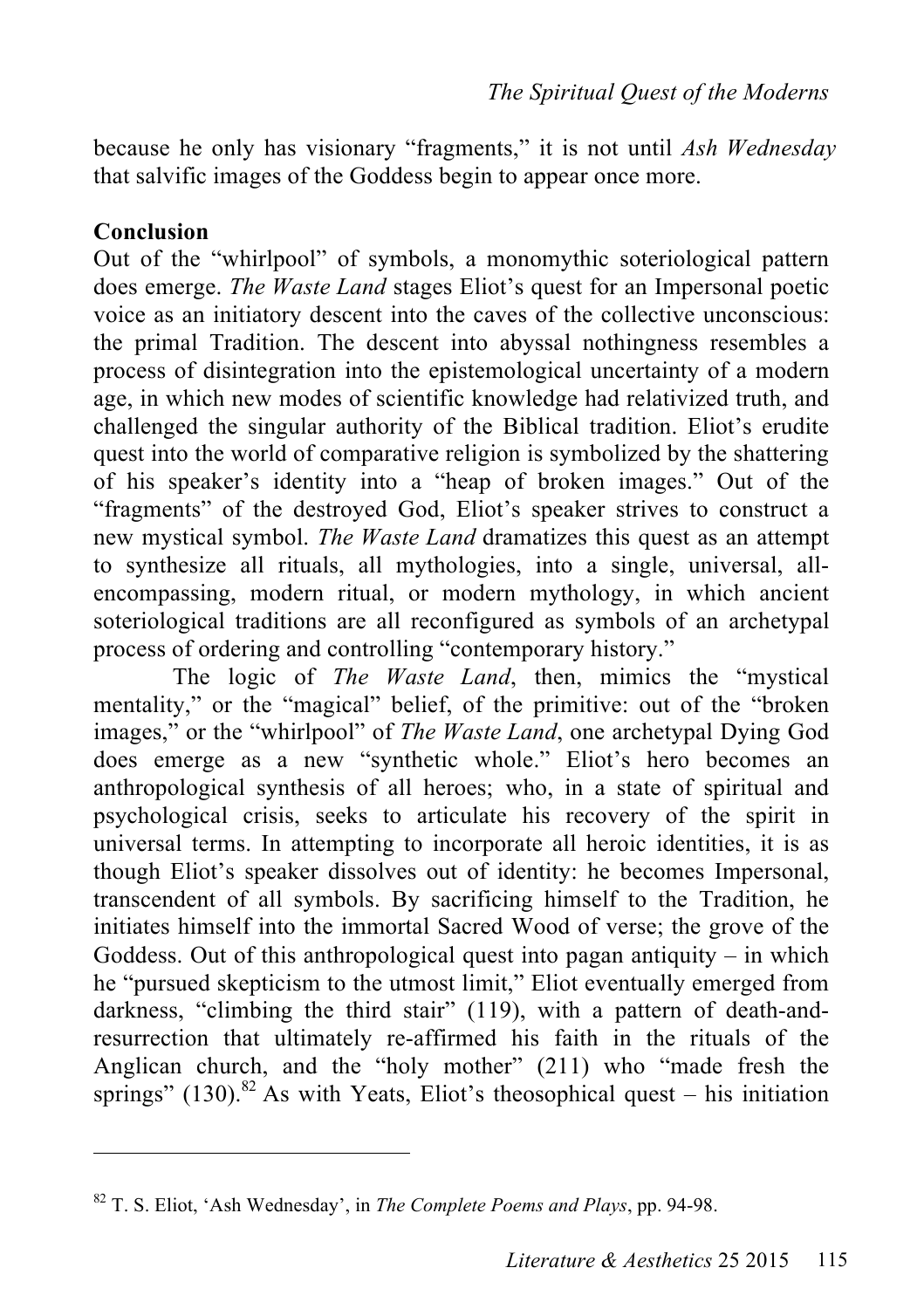because he only has visionary "fragments," it is not until *Ash Wednesday* that salvific images of the Goddess begin to appear once more.

**Conclusion**

Out of the "whirlpool" of symbols, a monomythic soteriological pattern does emerge. *The Waste Land* stages Eliot's quest for an Impersonal poetic voice as an initiatory descent into the caves of the collective unconscious: the primal Tradition. The descent into abyssal nothingness resembles a process of disintegration into the epistemological uncertainty of a modern age, in which new modes of scientific knowledge had relativized truth, and challenged the singular authority of the Biblical tradition. Eliot's erudite quest into the world of comparative religion is symbolized by the shattering of his speaker's identity into a "heap of broken images." Out of the "fragments" of the destroyed God, Eliot's speaker strives to construct a new mystical symbol. *The Waste Land* dramatizes this quest as an attempt to synthesize all rituals, all mythologies, into a single, universal, all-encompassing, modern ritual, or modern mythology, in which ancient soteriological traditions are all reconfigured as symbols of an archetypal process of ordering and controlling "contemporary history."

The logic of *The Waste Land*, then, mimics the "mystical mentality," or the "magical" belief, of the primitive: out of the "broken images," or the "whirlpool" of *The Waste Land*, one archetypal Dying God does emerge as a new "synthetic whole." Eliot's hero becomes an anthropological synthesis of all heroes; who, in a state of spiritual and psychological crisis, seeks to articulate his recovery of the spirit in universal terms. In attempting to incorporate all heroic identities, it is as though Eliot's speaker dissolves out of identity: he becomes Impersonal, transcendent of all symbols. By sacrificing himself to the Tradition, he initiates himself into the immortal Sacred Wood of verse; the grove of the Goddess. Out of this anthropological quest into pagan antiquity – in which he "pursued skepticism to the utmost limit," Eliot eventually emerged from darkness, "climbing the third stair" (119), with a pattern of death-and-resurrection that ultimately re-affirmed his faith in the rituals of the Anglican church, and the "holy mother" (211) who "made fresh the springs" (130).[82] As with Yeats, Eliot's theosophical quest – his initiation

[82] T. S. Eliot, 'Ash Wednesday', in *The Complete Poems and Plays*, pp. 94-98.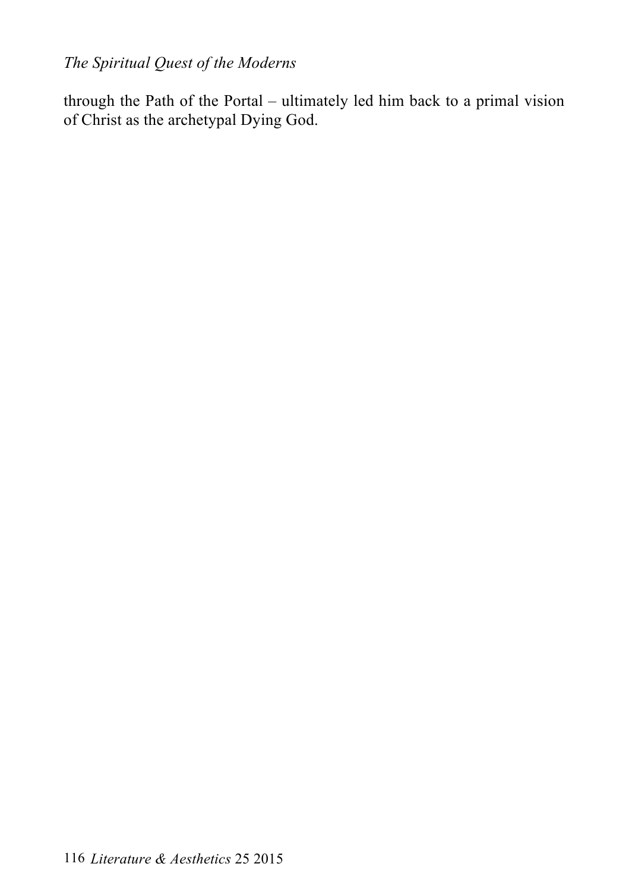through the Path of the Portal – ultimately led him back to a primal vision of Christ as the archetypal Dying God.